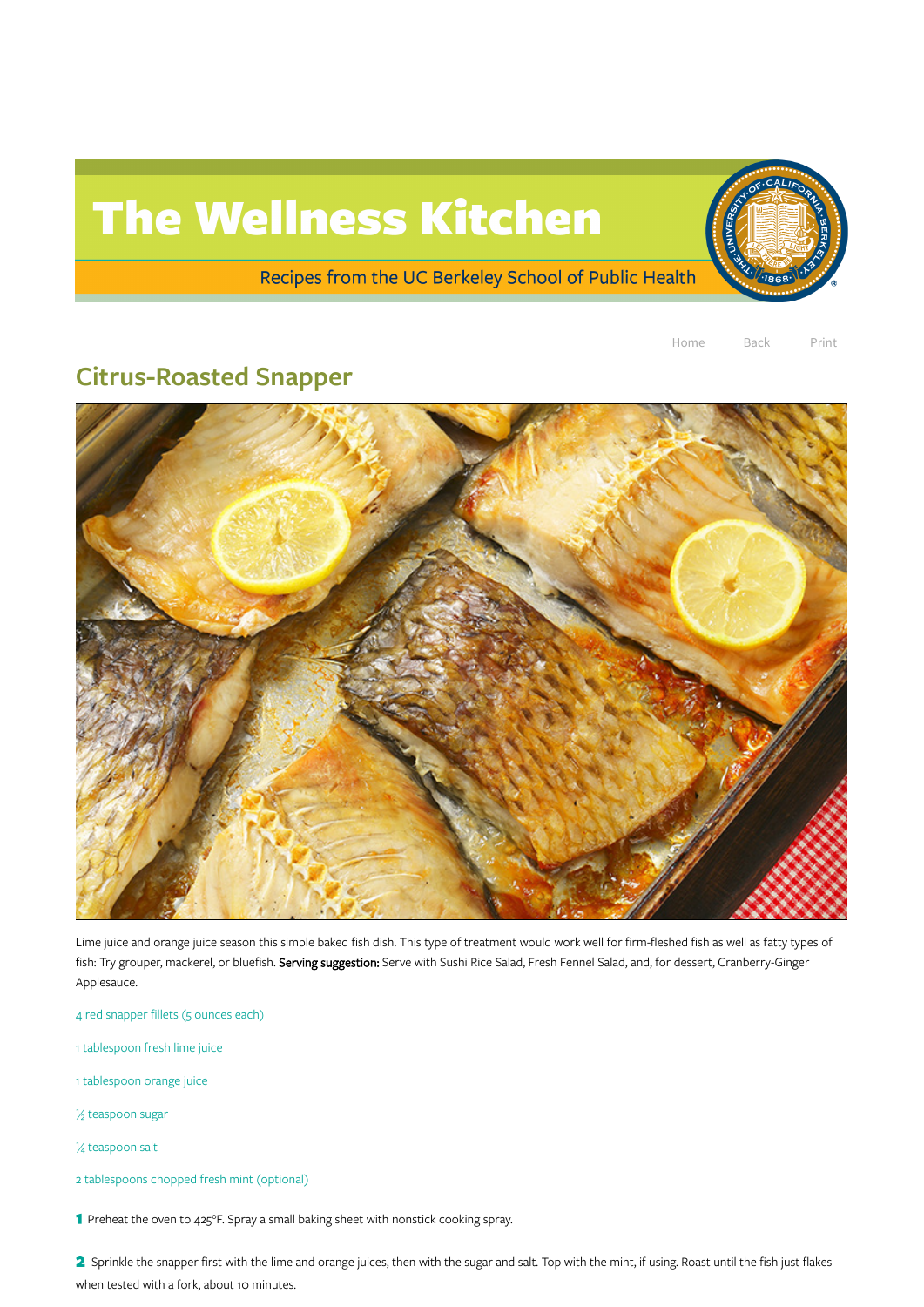# The Wellness Kitchen

Recipes from the UC Berkeley School of Public Health

Home Back Print

## Citrus-Roasted Snapper

Lime juice and orange juice season this simple baked fish dish. This type of treatment would work well for firm-fleshed fish as well as fatty types of fish: Try grouper, mackerel, or bluefish. **Serving suggestion:** Serve with Sushi Rice Salad, Fresh Fennel Salad, and, for dessert, Cranberry-Ginger Applesauce.

4 red snapper fillets (5 ounces each)

1 tablespoon fresh lime juice

1 tablespoon orange juice

½ teaspoon sugar

¼ teaspoon salt

2 tablespoons chopped fresh mint (optional)

**1** Preheat the oven to 425°F. Spray a small baking sheet with nonstick cooking spray.

**2** Sprinkle the snapper first with the lime and orange juices, then with the sugar and salt. Top with the mint, if using. Roast until the fish just flakes when tested with a fork, about 10 minutes.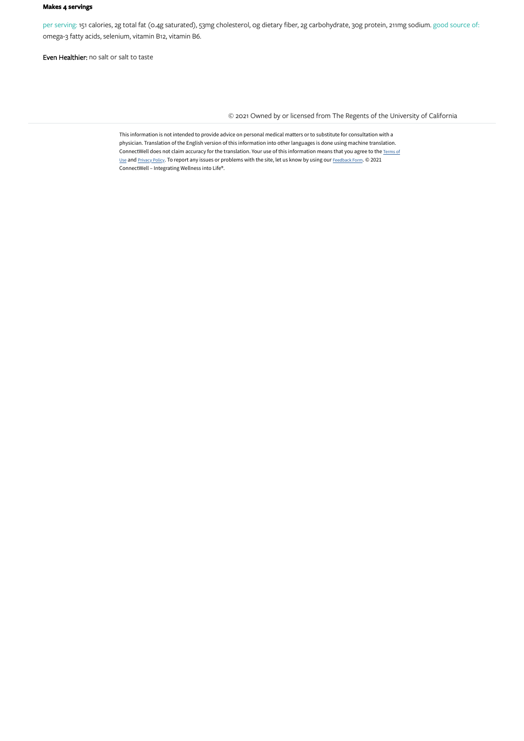**Makes 4 servings**

per serving: 151 calories, 2g total fat (0.4g saturated), 53mg cholesterol, 0g dietary fiber, 2g carbohydrate, 30g protein, 211mg sodium. good source of: omega-3 fatty acids, selenium, vitamin B12, vitamin B6.

**Even Healthier:** no salt or salt to taste

© 2021 Owned by or licensed from The Regents of the University of California

This information is not intended to provide advice on personal medical matters or to substitute for consultation with a physician. Translation of the English version of this information into other languages is done using machine translation. ConnectWell does not claim accuracy for the translation. Your use of this information means that you agree to the Terms of Use and Privacy Policy. To report any issues or problems with the site, let us know by using our Feedback Form. © 2021 ConnectWell – Integrating Wellness into Life®.